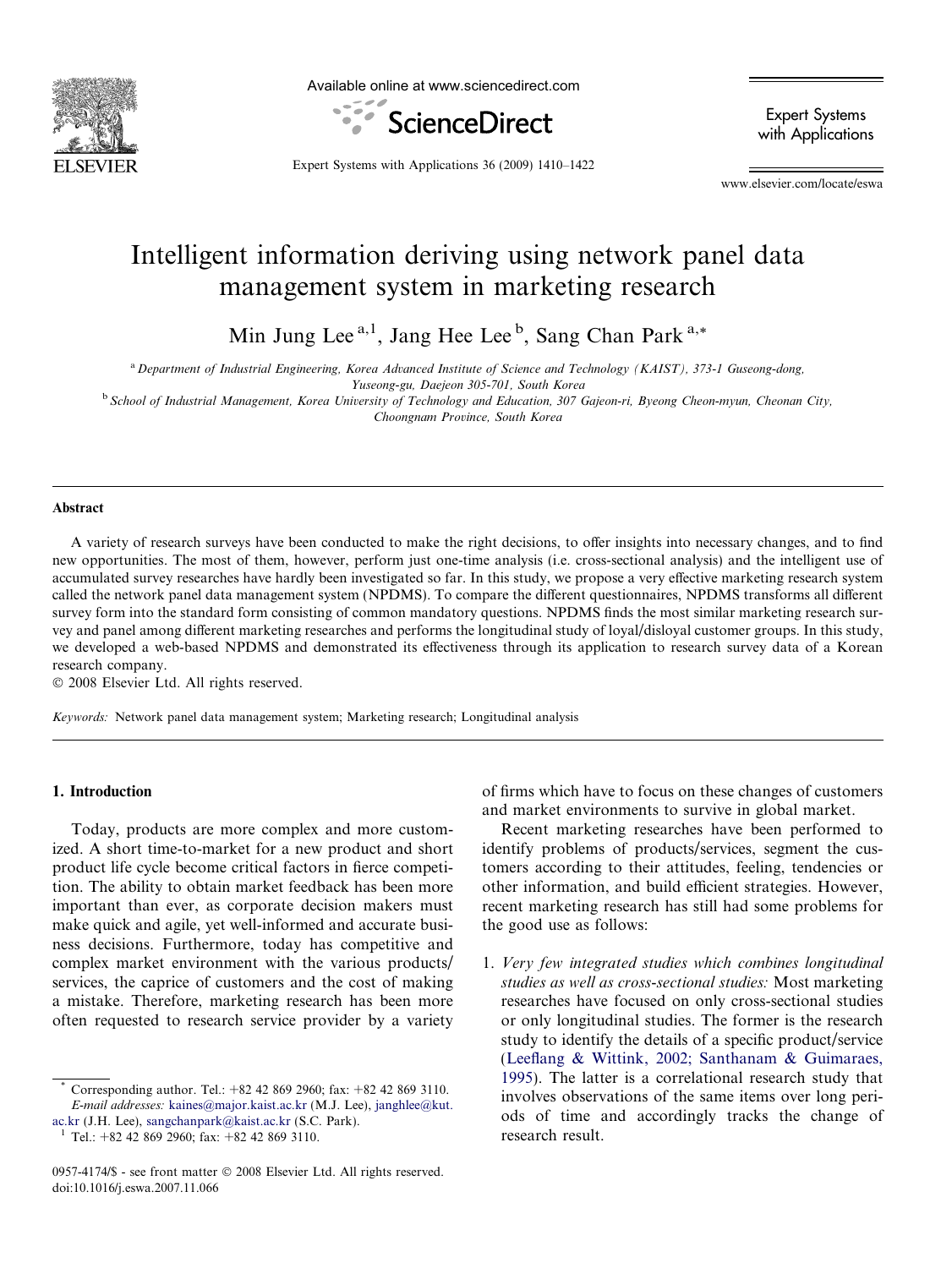# Intelligent information deriving using network panel data management system in marketing research

Min Jung Lee [a,1], Jang Hee Lee [b], Sang Chan Park [a,*]

[a] Department of Industrial Engineering, Korea Advanced Institute of Science and Technology (KAIST), 373-1 Guseong-dong, Yuseong-gu, Daejeon 305-701, South Korea

[b] School of Industrial Management, Korea University of Technology and Education, 307 Gajeon-ri, Byeong Cheon-myun, Cheonan City, Choongnam Province, South Korea

## Abstract

A variety of research surveys have been conducted to make the right decisions, to offer insights into necessary changes, and to find new opportunities. The most of them, however, perform just one-time analysis (i.e. cross-sectional analysis) and the intelligent use of accumulated survey researches have hardly been investigated so far. In this study, we propose a very effective marketing research system called the network panel data management system (NPDMS). To compare the different questionnaires, NPDMS transforms all different survey form into the standard form consisting of common mandatory questions. NPDMS finds the most similar marketing research survey and panel among different marketing researches and performs the longitudinal study of loyal/disloyal customer groups. In this study, we developed a web-based NPDMS and demonstrated its effectiveness through its application to research survey data of a Korean research company.

© 2008 Elsevier Ltd. All rights reserved.

*Keywords:* Network panel data management system; Marketing research; Longitudinal analysis

## 1. Introduction

Today, products are more complex and more customized. A short time-to-market for a new product and short product life cycle become critical factors in fierce competition. The ability to obtain market feedback has been more important than ever, as corporate decision makers must make quick and agile, yet well-informed and accurate business decisions. Furthermore, today has competitive and complex market environment with the various products/services, the caprice of customers and the cost of making a mistake. Therefore, marketing research has been more often requested to research service provider by a variety of firms which have to focus on these changes of customers and market environments to survive in global market.

Recent marketing researches have been performed to identify problems of products/services, segment the customers according to their attitudes, feeling, tendencies or other information, and build efficient strategies. However, recent marketing research has still had some problems for the good use as follows:

1. *Very few integrated studies which combines longitudinal studies as well as cross-sectional studies:* Most marketing researches have focused on only cross-sectional studies or only longitudinal studies. The former is the research study to identify the details of a specific product/service (Leeflang & Wittink, 2002; Santhanam & Guimaraes, 1995). The latter is a correlational research study that involves observations of the same items over long periods of time and accordingly tracks the change of research result.

---

* Corresponding author. Tel.: +82 42 869 2960; fax: +82 42 869 3110.
*E-mail addresses:* kaines@major.kaist.ac.kr (M.J. Lee), janghlee@kut.ac.kr (J.H. Lee), sangchanpark@kaist.ac.kr (S.C. Park).

[1] Tel.: +82 42 869 2960; fax: +82 42 869 3110.

0957-4174/$ - see front matter © 2008 Elsevier Ltd. All rights reserved.
doi:10.1016/j.eswa.2007.11.066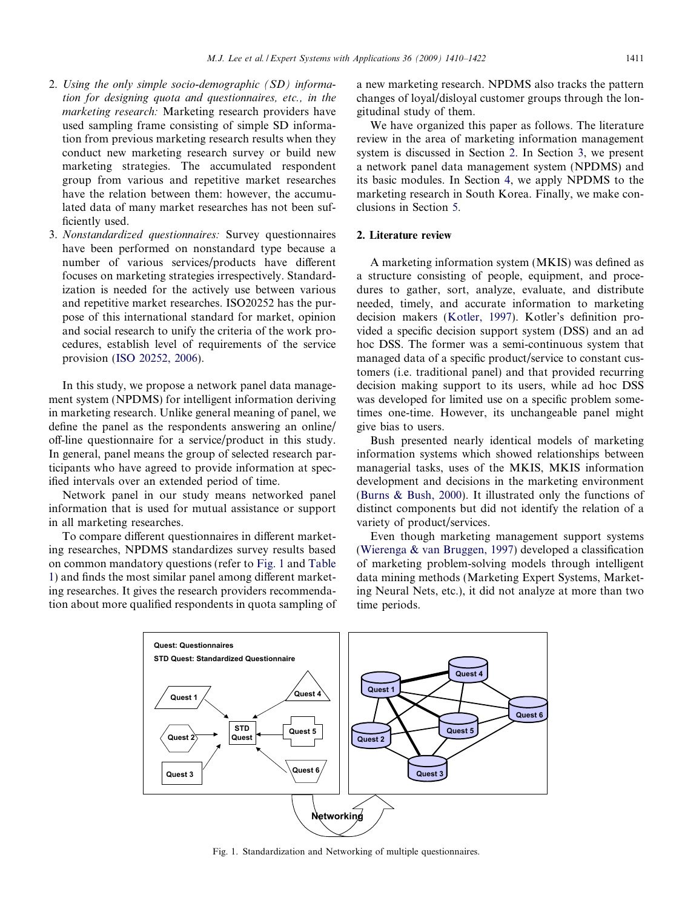2. *Using the only simple socio-demographic (SD) information for designing quota and questionnaires, etc., in the marketing research:* Marketing research providers have used sampling frame consisting of simple SD information from previous marketing research results when they conduct new marketing research survey or build new marketing strategies. The accumulated respondent group from various and repetitive market researches have the relation between them: however, the accumulated data of many market researches has not been sufficiently used.
3. *Nonstandardized questionnaires:* Survey questionnaires have been performed on nonstandard type because a number of various services/products have different focuses on marketing strategies irrespectively. Standardization is needed for the actively use between various and repetitive market researches. ISO20252 has the purpose of this international standard for market, opinion and social research to unify the criteria of the work procedures, establish level of requirements of the service provision (ISO 20252, 2006).

In this study, we propose a network panel data management system (NPDMS) for intelligent information deriving in marketing research. Unlike general meaning of panel, we define the panel as the respondents answering an online/off-line questionnaire for a service/product in this study. In general, panel means the group of selected research participants who have agreed to provide information at specified intervals over an extended period of time.

Network panel in our study means networked panel information that is used for mutual assistance or support in all marketing researches.

To compare different questionnaires in different marketing researches, NPDMS standardizes survey results based on common mandatory questions (refer to Fig. 1 and Table 1) and finds the most similar panel among different marketing researches. It gives the research providers recommendation about more qualified respondents in quota sampling of a new marketing research. NPDMS also tracks the pattern changes of loyal/disloyal customer groups through the longitudinal study of them.

We have organized this paper as follows. The literature review in the area of marketing information management system is discussed in Section 2. In Section 3, we present a network panel data management system (NPDMS) and its basic modules. In Section 4, we apply NPDMS to the marketing research in South Korea. Finally, we make conclusions in Section 5.

## 2. Literature review

A marketing information system (MKIS) was defined as a structure consisting of people, equipment, and procedures to gather, sort, analyze, evaluate, and distribute needed, timely, and accurate information to marketing decision makers (Kotler, 1997). Kotler's definition provided a specific decision support system (DSS) and an ad hoc DSS. The former was a semi-continuous system that managed data of a specific product/service to constant customers (i.e. traditional panel) and that provided recurring decision making support to its users, while ad hoc DSS was developed for limited use on a specific problem sometimes one-time. However, its unchangeable panel might give bias to users.

Bush presented nearly identical models of marketing information systems which showed relationships between managerial tasks, uses of the MKIS, MKIS information development and decisions in the marketing environment (Burns & Bush, 2000). It illustrated only the functions of distinct components but did not identify the relation of a variety of product/services.

Even though marketing management support systems (Wierenga & van Bruggen, 1997) developed a classification of marketing problem-solving models through intelligent data mining methods (Marketing Expert Systems, Marketing Neural Nets, etc.), it did not analyze at more than two time periods.

Fig. 1. Standardization and Networking of multiple questionnaires.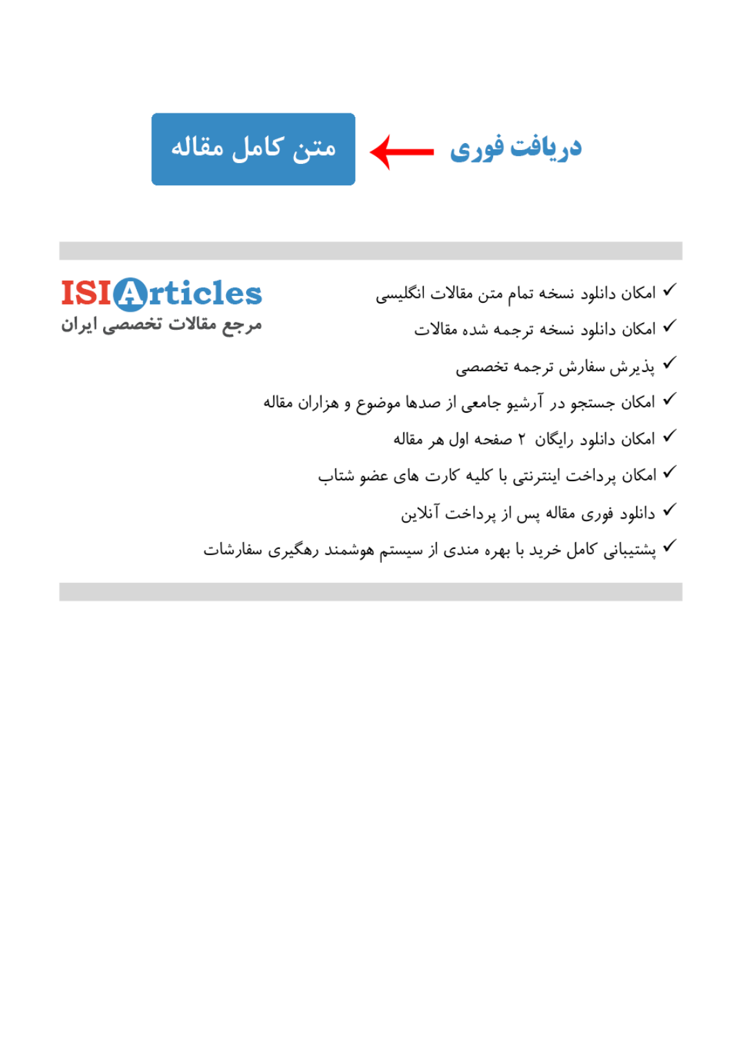دریافت فوری ← **متن کامل مقاله**

**ISIArticles**
مرجع مقالات تخصصی ایران

- ✓ امکان دانلود نسخه تمام متن مقالات انگلیسی
- ✓ امکان دانلود نسخه ترجمه شده مقالات
- ✓ پذیرش سفارش ترجمه تخصصی
- ✓ امکان جستجو در آرشیو جامعی از صدها موضوع و هزاران مقاله
- ✓ امکان دانلود رایگان ۲ صفحه اول هر مقاله
- ✓ امکان پرداخت اینترنتی با کلیه کارت های عضو شتاب
- ✓ دانلود فوری مقاله پس از پرداخت آنلاین
- ✓ پشتیبانی کامل خرید با بهره مندی از سیستم هوشمند رهگیری سفارشات